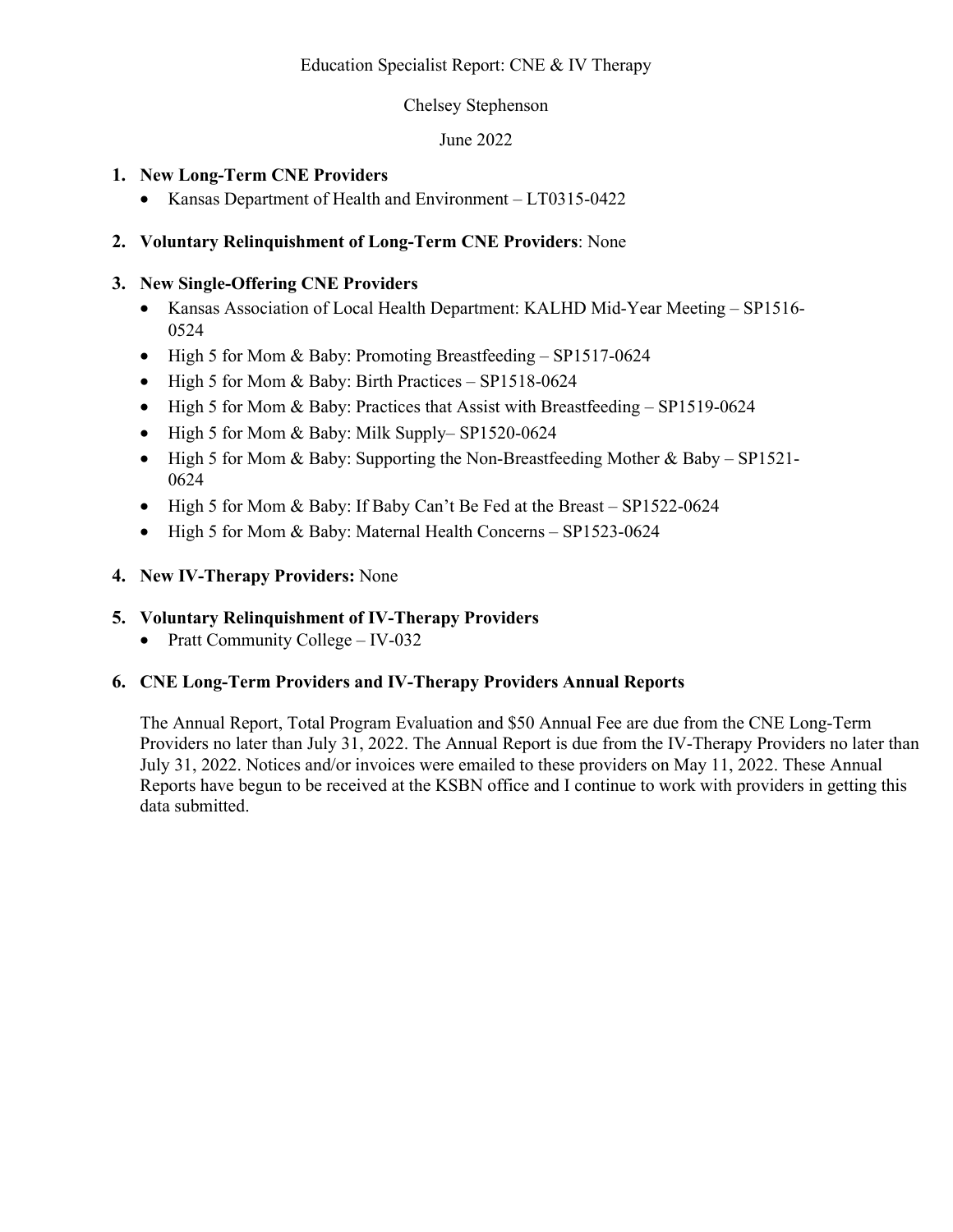Education Specialist Report: CNE & IV Therapy

Chelsey Stephenson

June 2022

1. **New Long-Term CNE Providers**
   - Kansas Department of Health and Environment – LT0315-0422

2. **Voluntary Relinquishment of Long-Term CNE Providers**: None

3. **New Single-Offering CNE Providers**
   - Kansas Association of Local Health Department: KALHD Mid-Year Meeting – SP1516-0524
   - High 5 for Mom & Baby: Promoting Breastfeeding – SP1517-0624
   - High 5 for Mom & Baby: Birth Practices – SP1518-0624
   - High 5 for Mom & Baby: Practices that Assist with Breastfeeding – SP1519-0624
   - High 5 for Mom & Baby: Milk Supply– SP1520-0624
   - High 5 for Mom & Baby: Supporting the Non-Breastfeeding Mother & Baby – SP1521-0624
   - High 5 for Mom & Baby: If Baby Can't Be Fed at the Breast – SP1522-0624
   - High 5 for Mom & Baby: Maternal Health Concerns – SP1523-0624

4. **New IV-Therapy Providers:** None

5. **Voluntary Relinquishment of IV-Therapy Providers**
   - Pratt Community College – IV-032

6. **CNE Long-Term Providers and IV-Therapy Providers Annual Reports**

   The Annual Report, Total Program Evaluation and $50 Annual Fee are due from the CNE Long-Term Providers no later than July 31, 2022. The Annual Report is due from the IV-Therapy Providers no later than July 31, 2022. Notices and/or invoices were emailed to these providers on May 11, 2022. These Annual Reports have begun to be received at the KSBN office and I continue to work with providers in getting this data submitted.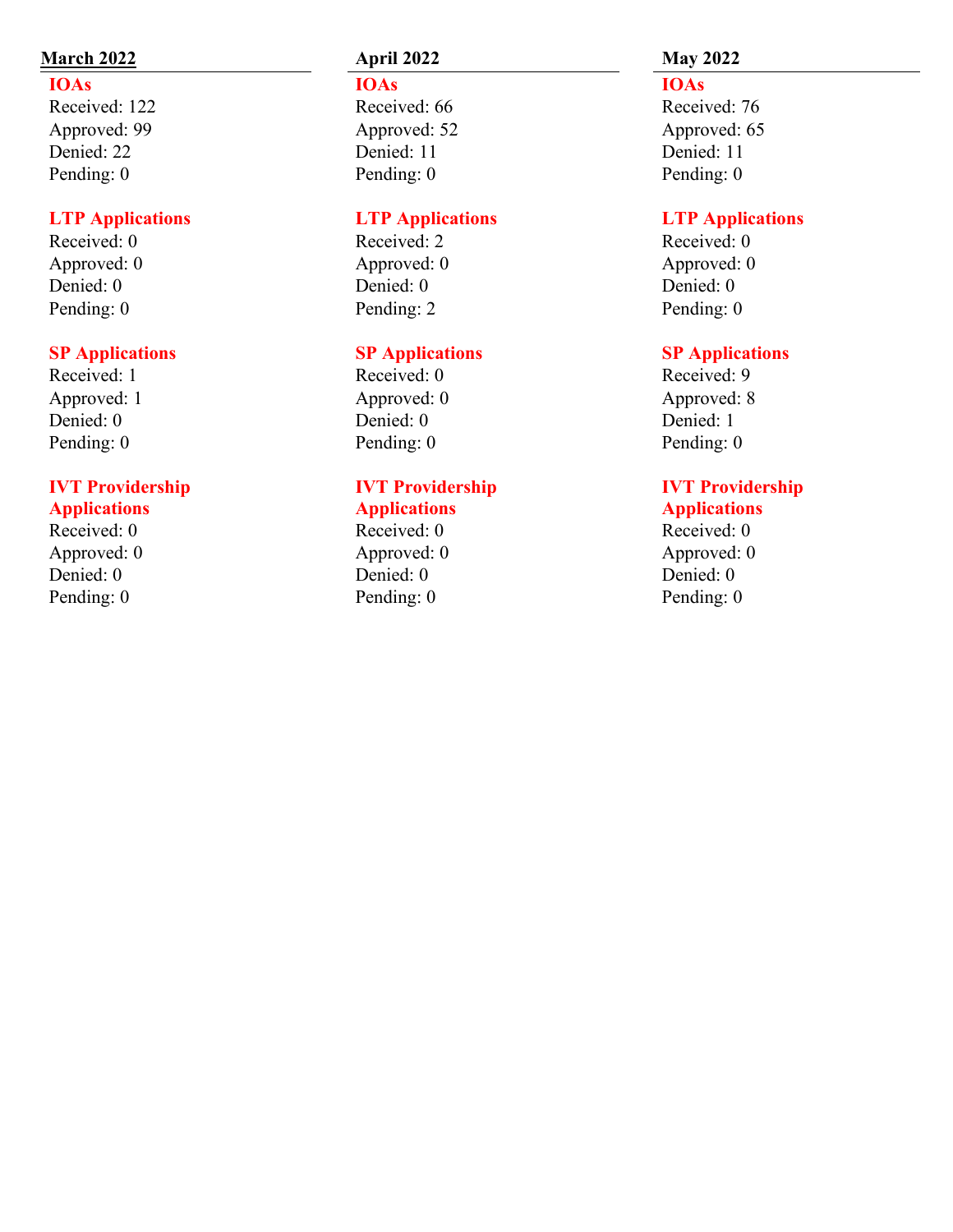## March 2022

### IOAs

Received: 122
Approved: 99
Denied: 22
Pending: 0

### LTP Applications

Received: 0
Approved: 0
Denied: 0
Pending: 0

### SP Applications

Received: 1
Approved: 1
Denied: 0
Pending: 0

### IVT Providership Applications

Received: 0
Approved: 0
Denied: 0
Pending: 0

## April 2022

### IOAs

Received: 66
Approved: 52
Denied: 11
Pending: 0

### LTP Applications

Received: 2
Approved: 0
Denied: 0
Pending: 2

### SP Applications

Received: 0
Approved: 0
Denied: 0
Pending: 0

### IVT Providership Applications

Received: 0
Approved: 0
Denied: 0
Pending: 0

## May 2022

### IOAs

Received: 76
Approved: 65
Denied: 11
Pending: 0

### LTP Applications

Received: 0
Approved: 0
Denied: 0
Pending: 0

### SP Applications

Received: 9
Approved: 8
Denied: 1
Pending: 0

### IVT Providership Applications

Received: 0
Approved: 0
Denied: 0
Pending: 0